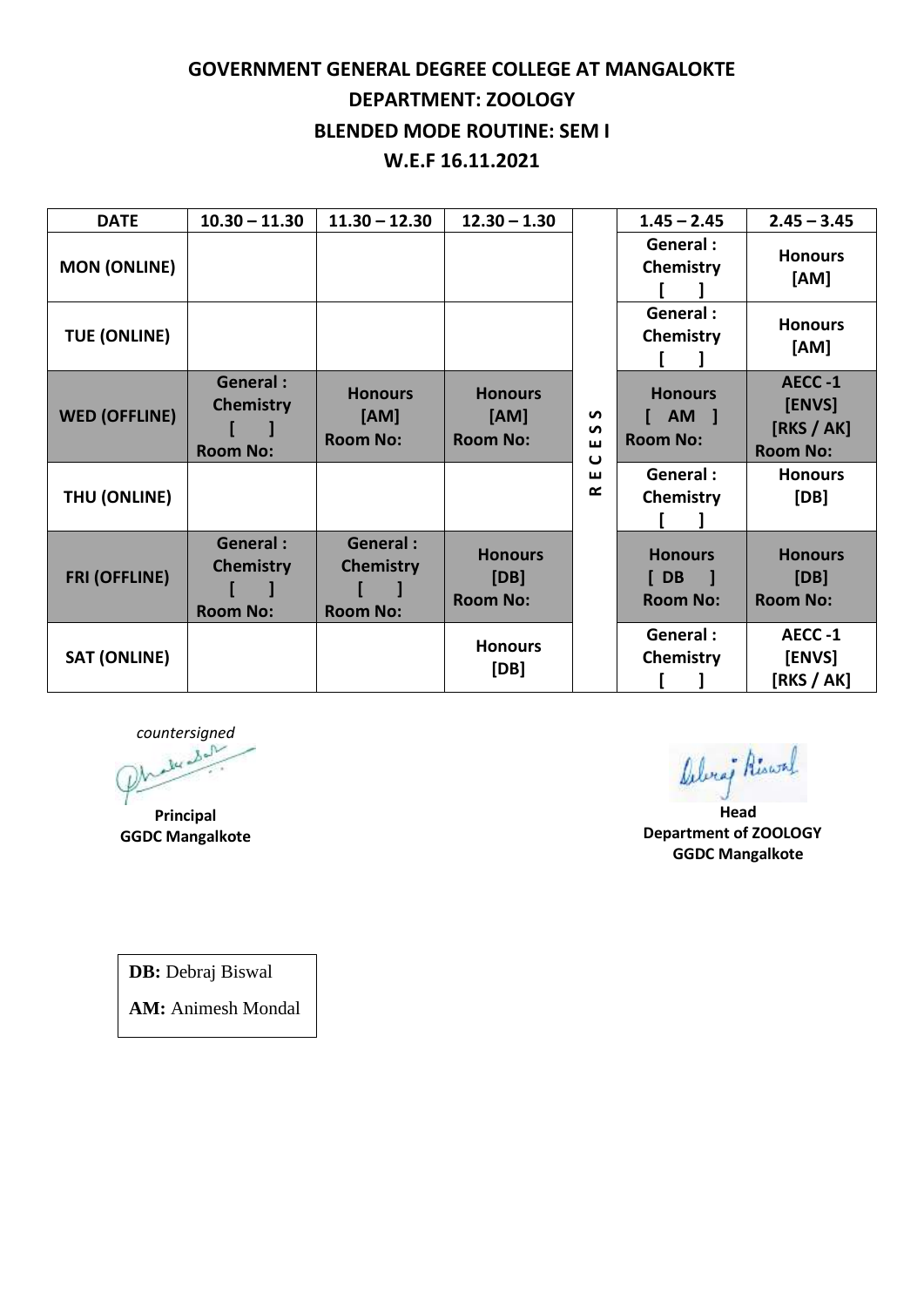# GOVERNMENT GENERAL DEGREE COLLEGE AT MANGALOKTE

## DEPARTMENT: ZOOLOGY

## BLENDED MODE ROUTINE: SEM I

## W.E.F 16.11.2021

| DATE | 10.30 – 11.30 | 11.30 – 12.30 | 12.30 – 1.30 | | 1.45 – 2.45 | 2.45 – 3.45 |
|---|---|---|---|---|---|---|
| MON (ONLINE) | | | | R E C E S S | General : Chemistry [ ] | Honours [AM] |
| TUE (ONLINE) | | | | | General : Chemistry [ ] | Honours [AM] |
| WED (OFFLINE) | General : Chemistry [ ] Room No: | Honours [AM] Room No: | Honours [AM] Room No: | | Honours [ AM ] Room No: | AECC -1 [ENVS] [RKS / AK] Room No: |
| THU (ONLINE) | | | | | General : Chemistry [ ] | Honours [DB] |
| FRI (OFFLINE) | General : Chemistry [ ] Room No: | General : Chemistry [ ] Room No: | Honours [DB] Room No: | | Honours [ DB ] Room No: | Honours [DB] Room No: |
| SAT (ONLINE) | | | Honours [DB] | | General : Chemistry [ ] | AECC -1 [ENVS] [RKS / AK] |

*countersigned*

**Principal**
**GGDC Mangalkote**

**Head**
**Department of ZOOLOGY**
**GGDC Mangalkote**

**DB:** Debraj Biswal

**AM:** Animesh Mondal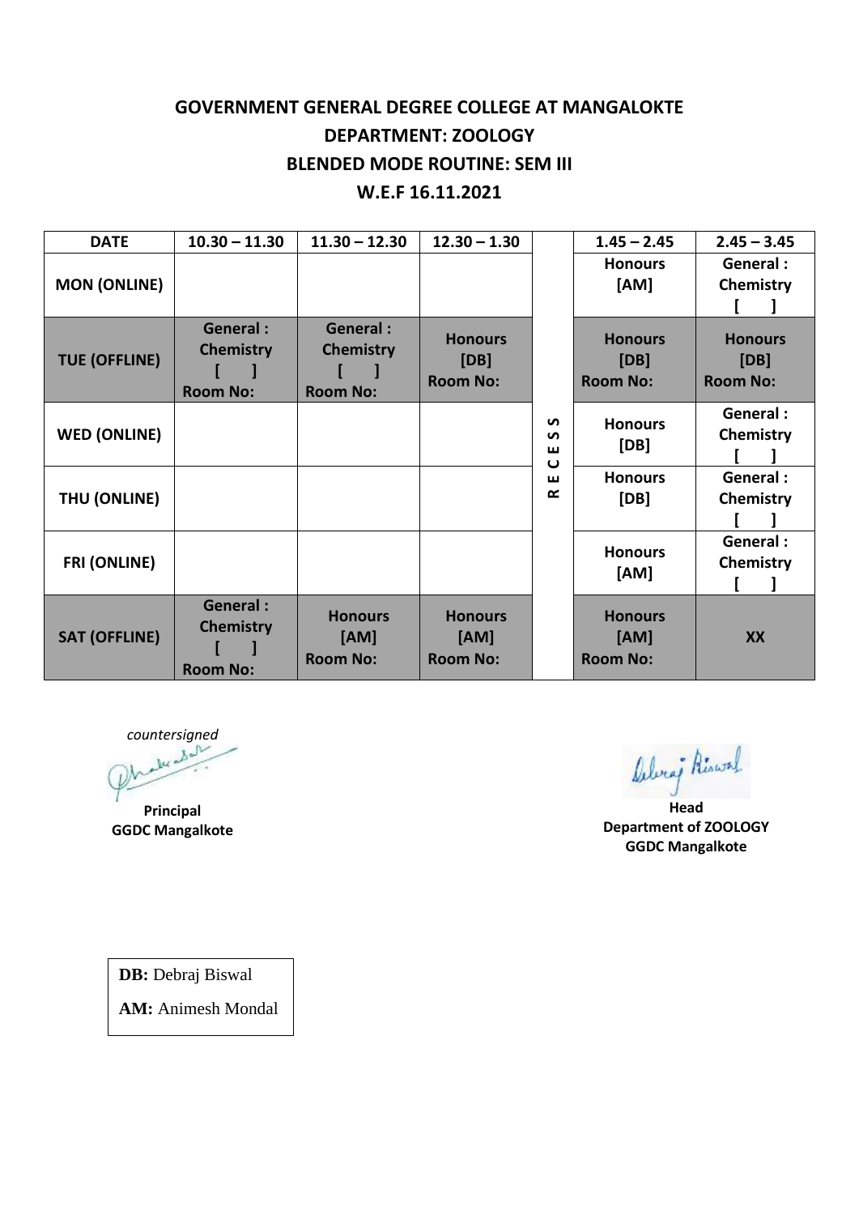# GOVERNMENT GENERAL DEGREE COLLEGE AT MANGALOKTE

## DEPARTMENT: ZOOLOGY

## BLENDED MODE ROUTINE: SEM III

## W.E.F 16.11.2021

| DATE | 10.30 – 11.30 | 11.30 – 12.30 | 12.30 – 1.30 | | 1.45 – 2.45 | 2.45 – 3.45 |
|---|---|---|---|---|---|---|
| MON (ONLINE) | | | | RECESS | Honours [AM] | General : Chemistry [ ] |
| TUE (OFFLINE) | General : Chemistry [ ] Room No: | General : Chemistry [ ] Room No: | Honours [DB] Room No: | | Honours [DB] Room No: | Honours [DB] Room No: |
| WED (ONLINE) | | | | | Honours [DB] | General : Chemistry [ ] |
| THU (ONLINE) | | | | | Honours [DB] | General : Chemistry [ ] |
| FRI (ONLINE) | | | | | Honours [AM] | General : Chemistry [ ] |
| SAT (OFFLINE) | General : Chemistry [ ] Room No: | Honours [AM] Room No: | Honours [AM] Room No: | | Honours [AM] Room No: | XX |

*countersigned*

**Principal**
**GGDC Mangalkote**

**Head**
**Department of ZOOLOGY**
**GGDC Mangalkote**

**DB:** Debraj Biswal

**AM:** Animesh Mondal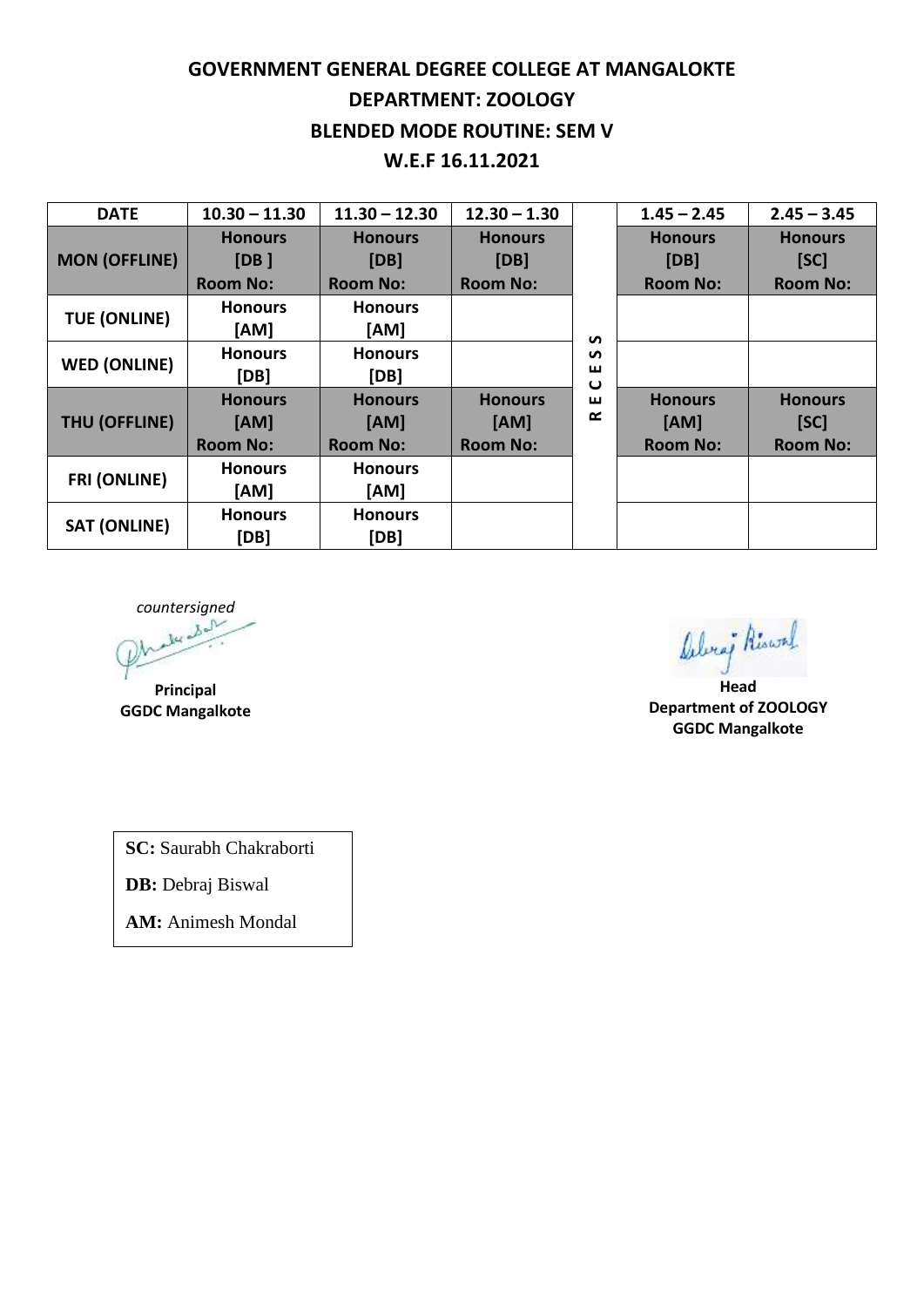# GOVERNMENT GENERAL DEGREE COLLEGE AT MANGALOKTE

## DEPARTMENT: ZOOLOGY

## BLENDED MODE ROUTINE: SEM V

## W.E.F 16.11.2021

| DATE | 10.30 – 11.30 | 11.30 – 12.30 | 12.30 – 1.30 | | 1.45 – 2.45 | 2.45 – 3.45 |
|---|---|---|---|---|---|---|
| MON (OFFLINE) | Honours [DB ] Room No: | Honours [DB] Room No: | Honours [DB] Room No: | RECESS | Honours [DB] Room No: | Honours [SC] Room No: |
| TUE (ONLINE) | Honours [AM] | Honours [AM] | | | | |
| WED (ONLINE) | Honours [DB] | Honours [DB] | | | | |
| THU (OFFLINE) | Honours [AM] Room No: | Honours [AM] Room No: | Honours [AM] Room No: | | Honours [AM] Room No: | Honours [SC] Room No: |
| FRI (ONLINE) | Honours [AM] | Honours [AM] | | | | |
| SAT (ONLINE) | Honours [DB] | Honours [DB] | | | | |

*countersigned*

**Principal**
**GGDC Mangalkote**

**Head**
**Department of ZOOLOGY**
**GGDC Mangalkote**

**SC:** Saurabh Chakraborti

**DB:** Debraj Biswal

**AM:** Animesh Mondal